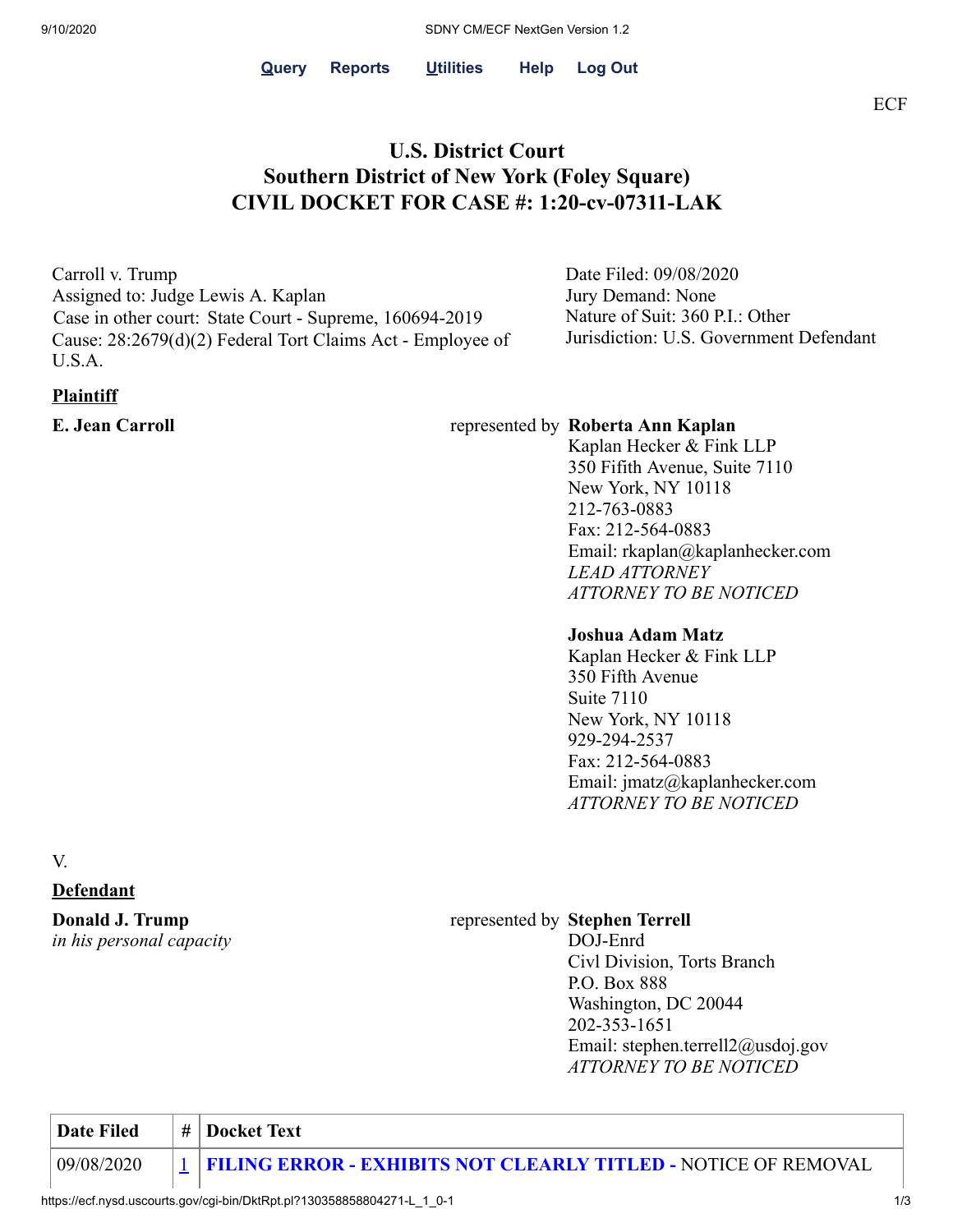Query Reports Utilities Help Log Out

ECF

# U.S. District Court
# Southern District of New York (Foley Square)
# CIVIL DOCKET FOR CASE #: 1:20-cv-07311-LAK

Carroll v. Trump
Assigned to: Judge Lewis A. Kaplan
Case in other court: State Court - Supreme, 160694-2019
Cause: 28:2679(d)(2) Federal Tort Claims Act - Employee of U.S.A.

Date Filed: 09/08/2020
Jury Demand: None
Nature of Suit: 360 P.I.: Other
Jurisdiction: U.S. Government Defendant

**Plaintiff**

**E. Jean Carroll**

represented by **Roberta Ann Kaplan**
Kaplan Hecker & Fink LLP
350 Fifith Avenue, Suite 7110
New York, NY 10118
212-763-0883
Fax: 212-564-0883
Email: rkaplan@kaplanhecker.com
*LEAD ATTORNEY*
*ATTORNEY TO BE NOTICED*

**Joshua Adam Matz**
Kaplan Hecker & Fink LLP
350 Fifth Avenue
Suite 7110
New York, NY 10118
929-294-2537
Fax: 212-564-0883
Email: jmatz@kaplanhecker.com
*ATTORNEY TO BE NOTICED*

V.

**Defendant**

**Donald J. Trump**
*in his personal capacity*

represented by **Stephen Terrell**
DOJ-Enrd
Civl Division, Torts Branch
P.O. Box 888
Washington, DC 20044
202-353-1651
Email: stephen.terrell2@usdoj.gov
*ATTORNEY TO BE NOTICED*

| Date Filed | # | Docket Text |
|---|---|---|
| 09/08/2020 | 1 | **FILING ERROR - EXHIBITS NOT CLEARLY TITLED -** NOTICE OF REMOVAL |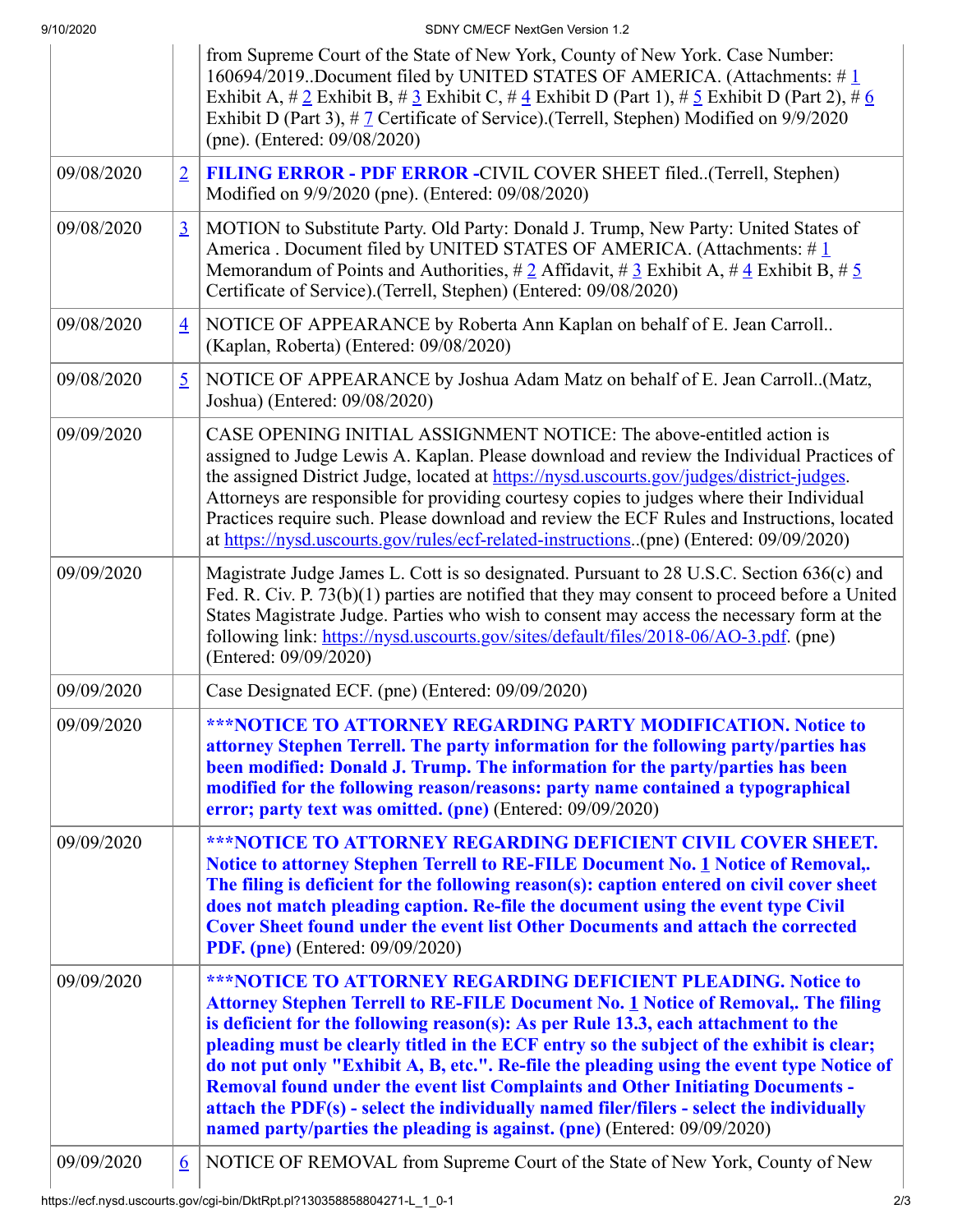| | | |
|---|---|---|
| | | from Supreme Court of the State of New York, County of New York. Case Number: 160694/2019..Document filed by UNITED STATES OF AMERICA. (Attachments: # 1 Exhibit A, # 2 Exhibit B, # 3 Exhibit C, # 4 Exhibit D (Part 1), # 5 Exhibit D (Part 2), # 6 Exhibit D (Part 3), # 7 Certificate of Service).(Terrell, Stephen) Modified on 9/9/2020 (pne). (Entered: 09/08/2020) |
| 09/08/2020 | 2 | **FILING ERROR - PDF ERROR** -CIVIL COVER SHEET filed..(Terrell, Stephen) Modified on 9/9/2020 (pne). (Entered: 09/08/2020) |
| 09/08/2020 | 3 | MOTION to Substitute Party. Old Party: Donald J. Trump, New Party: United States of America . Document filed by UNITED STATES OF AMERICA. (Attachments: # 1 Memorandum of Points and Authorities, # 2 Affidavit, # 3 Exhibit A, # 4 Exhibit B, # 5 Certificate of Service).(Terrell, Stephen) (Entered: 09/08/2020) |
| 09/08/2020 | 4 | NOTICE OF APPEARANCE by Roberta Ann Kaplan on behalf of E. Jean Carroll.. (Kaplan, Roberta) (Entered: 09/08/2020) |
| 09/08/2020 | 5 | NOTICE OF APPEARANCE by Joshua Adam Matz on behalf of E. Jean Carroll..(Matz, Joshua) (Entered: 09/08/2020) |
| 09/09/2020 | | CASE OPENING INITIAL ASSIGNMENT NOTICE: The above-entitled action is assigned to Judge Lewis A. Kaplan. Please download and review the Individual Practices of the assigned District Judge, located at https://nysd.uscourts.gov/judges/district-judges. Attorneys are responsible for providing courtesy copies to judges where their Individual Practices require such. Please download and review the ECF Rules and Instructions, located at https://nysd.uscourts.gov/rules/ecf-related-instructions..(pne) (Entered: 09/09/2020) |
| 09/09/2020 | | Magistrate Judge James L. Cott is so designated. Pursuant to 28 U.S.C. Section 636(c) and Fed. R. Civ. P. 73(b)(1) parties are notified that they may consent to proceed before a United States Magistrate Judge. Parties who wish to consent may access the necessary form at the following link: https://nysd.uscourts.gov/sites/default/files/2018-06/AO-3.pdf. (pne) (Entered: 09/09/2020) |
| 09/09/2020 | | Case Designated ECF. (pne) (Entered: 09/09/2020) |
| 09/09/2020 | | **\*\*\*NOTICE TO ATTORNEY REGARDING PARTY MODIFICATION. Notice to attorney Stephen Terrell. The party information for the following party/parties has been modified: Donald J. Trump. The information for the party/parties has been modified for the following reason/reasons: party name contained a typographical error; party text was omitted. (pne)** (Entered: 09/09/2020) |
| 09/09/2020 | | **\*\*\*NOTICE TO ATTORNEY REGARDING DEFICIENT CIVIL COVER SHEET. Notice to attorney Stephen Terrell to RE-FILE Document No. 1 Notice of Removal,. The filing is deficient for the following reason(s): caption entered on civil cover sheet does not match pleading caption. Re-file the document using the event type Civil Cover Sheet found under the event list Other Documents and attach the corrected PDF. (pne)** (Entered: 09/09/2020) |
| 09/09/2020 | | **\*\*\*NOTICE TO ATTORNEY REGARDING DEFICIENT PLEADING. Notice to Attorney Stephen Terrell to RE-FILE Document No. 1 Notice of Removal,. The filing is deficient for the following reason(s): As per Rule 13.3, each attachment to the pleading must be clearly titled in the ECF entry so the subject of the exhibit is clear; do not put only "Exhibit A, B, etc.". Re-file the pleading using the event type Notice of Removal found under the event list Complaints and Other Initiating Documents - attach the PDF(s) - select the individually named filer/filers - select the individually named party/parties the pleading is against. (pne)** (Entered: 09/09/2020) |
| 09/09/2020 | 6 | NOTICE OF REMOVAL from Supreme Court of the State of New York, County of New |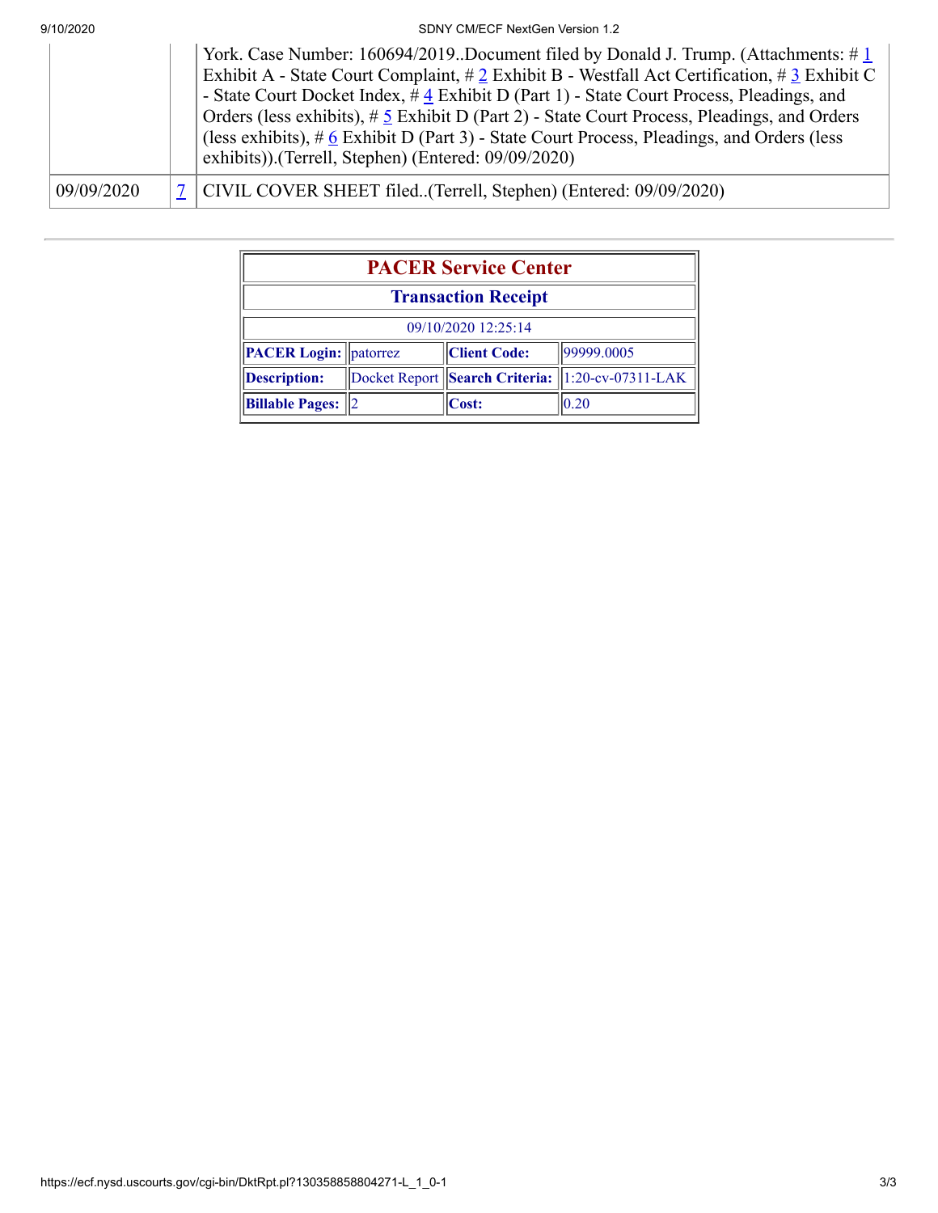| | | |
|---|---|---|
| | | York. Case Number: 160694/2019..Document filed by Donald J. Trump. (Attachments: # 1 Exhibit A - State Court Complaint, # 2 Exhibit B - Westfall Act Certification, # 3 Exhibit C - State Court Docket Index, # 4 Exhibit D (Part 1) - State Court Process, Pleadings, and Orders (less exhibits), # 5 Exhibit D (Part 2) - State Court Process, Pleadings, and Orders (less exhibits), # 6 Exhibit D (Part 3) - State Court Process, Pleadings, and Orders (less exhibits)).(Terrell, Stephen) (Entered: 09/09/2020) |
| 09/09/2020 | 7 | CIVIL COVER SHEET filed..(Terrell, Stephen) (Entered: 09/09/2020) |

| PACER Service Center | | | |
|---|---|---|---|
| Transaction Receipt | | | |
| 09/10/2020 12:25:14 | | | |
| **PACER Login:** | patorrez | **Client Code:** | 99999.0005 |
| **Description:** | Docket Report | **Search Criteria:** | 1:20-cv-07311-LAK |
| **Billable Pages:** | 2 | **Cost:** | 0.20 |